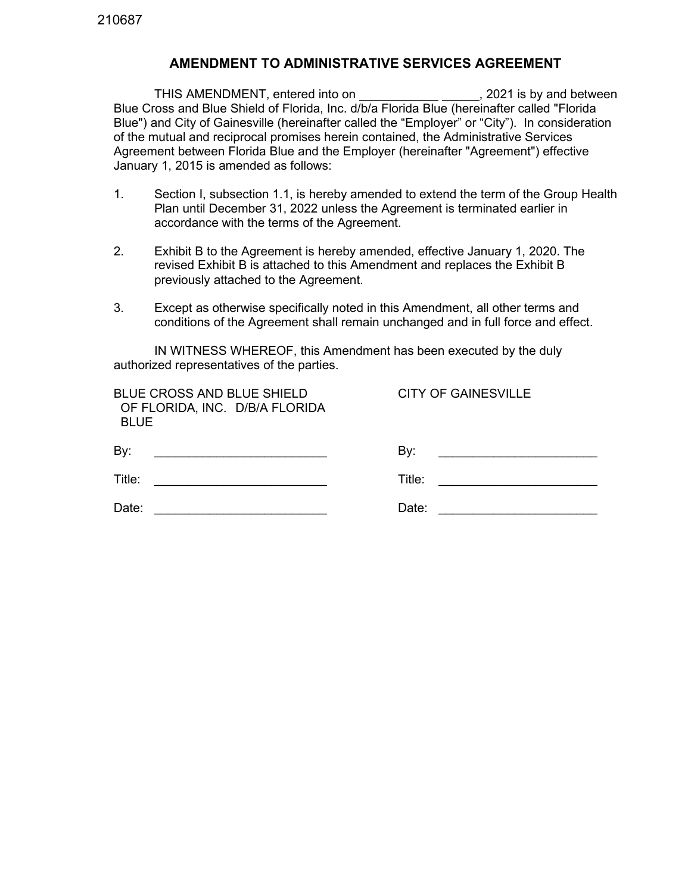210687

# AMENDMENT TO ADMINISTRATIVE SERVICES AGREEMENT

THIS AMENDMENT, entered into on ___________ ______, 2021 is by and between Blue Cross and Blue Shield of Florida, Inc. d/b/a Florida Blue (hereinafter called "Florida Blue") and City of Gainesville (hereinafter called the "Employer" or "City"). In consideration of the mutual and reciprocal promises herein contained, the Administrative Services Agreement between Florida Blue and the Employer (hereinafter "Agreement") effective January 1, 2015 is amended as follows:

1. Section I, subsection 1.1, is hereby amended to extend the term of the Group Health Plan until December 31, 2022 unless the Agreement is terminated earlier in accordance with the terms of the Agreement.

2. Exhibit B to the Agreement is hereby amended, effective January 1, 2020. The revised Exhibit B is attached to this Amendment and replaces the Exhibit B previously attached to the Agreement.

3. Except as otherwise specifically noted in this Amendment, all other terms and conditions of the Agreement shall remain unchanged and in full force and effect.

IN WITNESS WHEREOF, this Amendment has been executed by the duly authorized representatives of the parties.

| BLUE CROSS AND BLUE SHIELD OF FLORIDA, INC. D/B/A FLORIDA BLUE | CITY OF GAINESVILLE |
|---|---|
| By: _________________________ | By: _______________________ |
| Title: _________________________ | Title: _______________________ |
| Date: _________________________ | Date: _______________________ |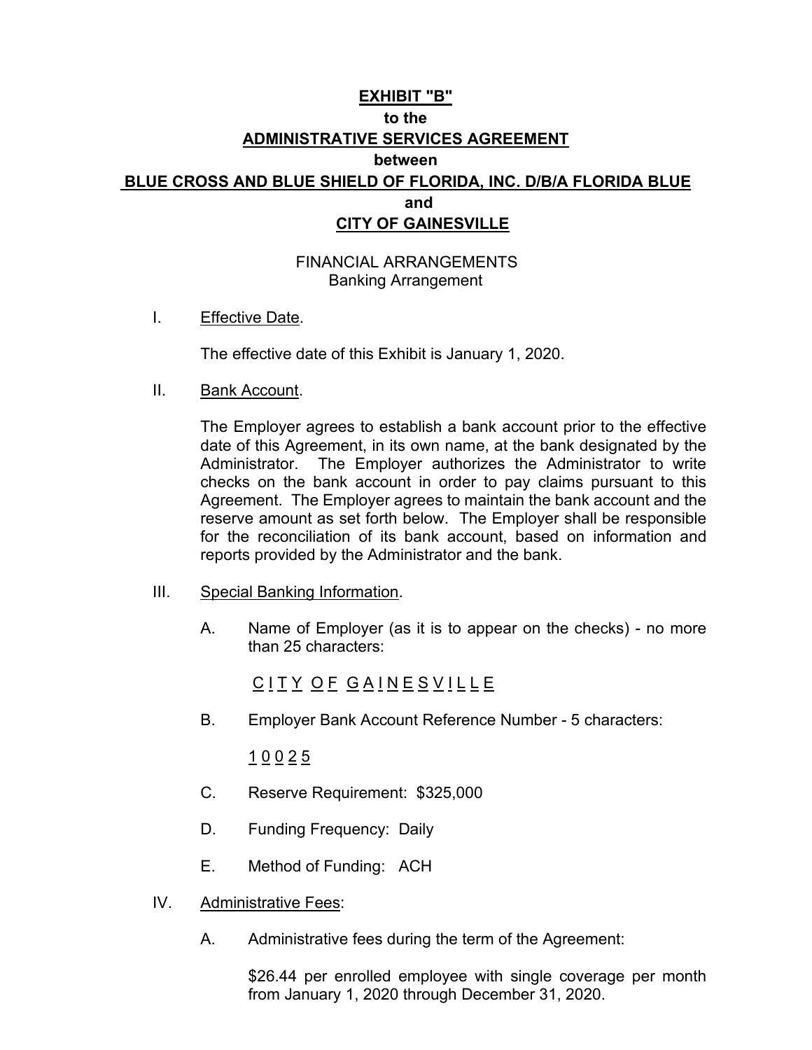**EXHIBIT "B"**

**to the**

**ADMINISTRATIVE SERVICES AGREEMENT**

**between**

**BLUE CROSS AND BLUE SHIELD OF FLORIDA, INC. D/B/A FLORIDA BLUE**

**and**

**CITY OF GAINESVILLE**

FINANCIAL ARRANGEMENTS
Banking Arrangement

I. Effective Date.

The effective date of this Exhibit is January 1, 2020.

II. Bank Account.

The Employer agrees to establish a bank account prior to the effective date of this Agreement, in its own name, at the bank designated by the Administrator. The Employer authorizes the Administrator to write checks on the bank account in order to pay claims pursuant to this Agreement. The Employer agrees to maintain the bank account and the reserve amount as set forth below. The Employer shall be responsible for the reconciliation of its bank account, based on information and reports provided by the Administrator and the bank.

III. Special Banking Information.

A. Name of Employer (as it is to appear on the checks) - no more than 25 characters:

C I T Y O F G A I N E S V I L L E

B. Employer Bank Account Reference Number - 5 characters:

1 0 0 2 5

C. Reserve Requirement: $325,000

D. Funding Frequency: Daily

E. Method of Funding: ACH

IV. Administrative Fees:

A. Administrative fees during the term of the Agreement:

$26.44 per enrolled employee with single coverage per month from January 1, 2020 through December 31, 2020.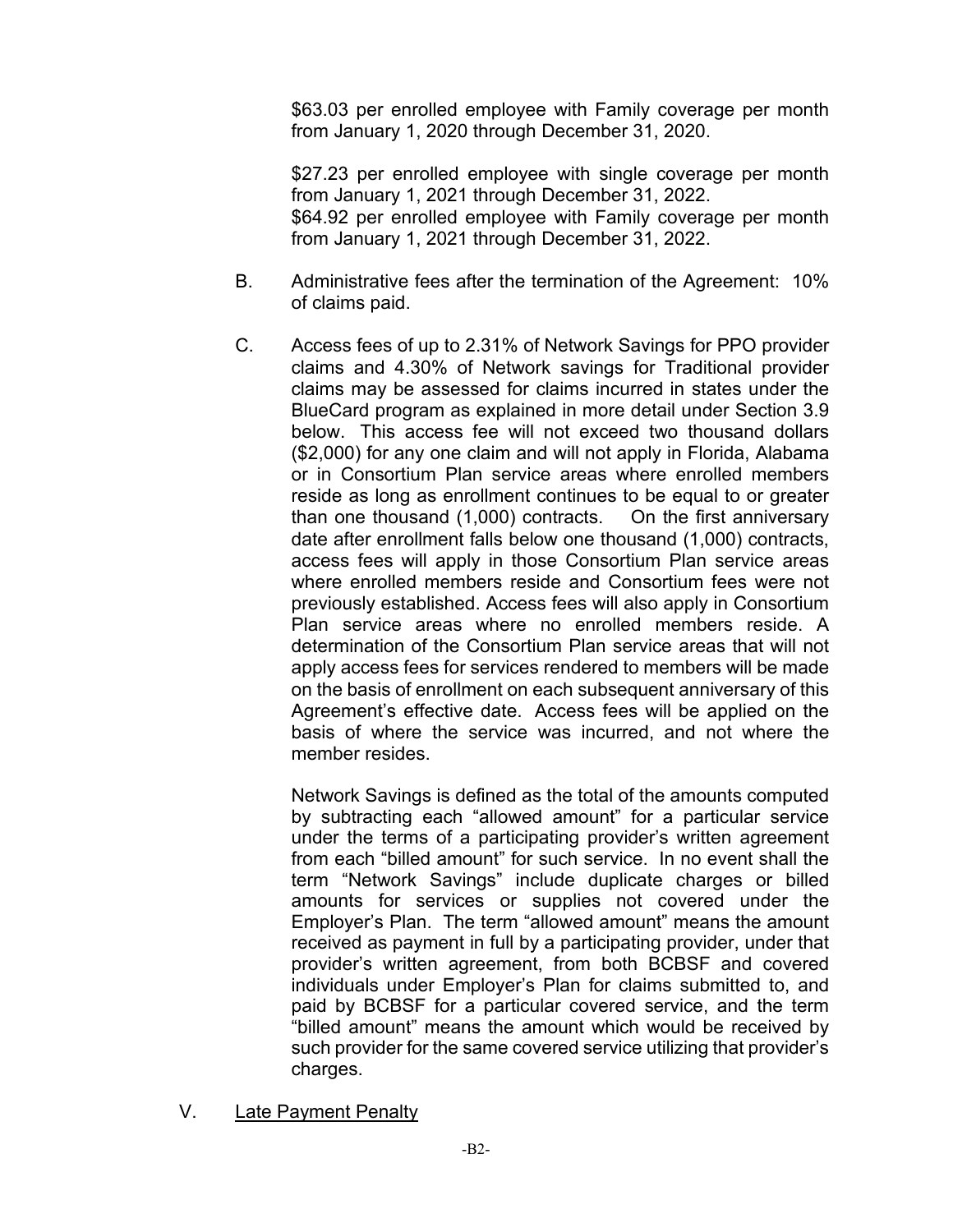$63.03 per enrolled employee with Family coverage per month from January 1, 2020 through December 31, 2020.

$27.23 per enrolled employee with single coverage per month from January 1, 2021 through December 31, 2022.
$64.92 per enrolled employee with Family coverage per month from January 1, 2021 through December 31, 2022.

B. Administrative fees after the termination of the Agreement: 10% of claims paid.

C. Access fees of up to 2.31% of Network Savings for PPO provider claims and 4.30% of Network savings for Traditional provider claims may be assessed for claims incurred in states under the BlueCard program as explained in more detail under Section 3.9 below. This access fee will not exceed two thousand dollars ($2,000) for any one claim and will not apply in Florida, Alabama or in Consortium Plan service areas where enrolled members reside as long as enrollment continues to be equal to or greater than one thousand (1,000) contracts. On the first anniversary date after enrollment falls below one thousand (1,000) contracts, access fees will apply in those Consortium Plan service areas where enrolled members reside and Consortium fees were not previously established. Access fees will also apply in Consortium Plan service areas where no enrolled members reside. A determination of the Consortium Plan service areas that will not apply access fees for services rendered to members will be made on the basis of enrollment on each subsequent anniversary of this Agreement's effective date. Access fees will be applied on the basis of where the service was incurred, and not where the member resides.

Network Savings is defined as the total of the amounts computed by subtracting each "allowed amount" for a particular service under the terms of a participating provider's written agreement from each "billed amount" for such service. In no event shall the term "Network Savings" include duplicate charges or billed amounts for services or supplies not covered under the Employer's Plan. The term "allowed amount" means the amount received as payment in full by a participating provider, under that provider's written agreement, from both BCBSF and covered individuals under Employer's Plan for claims submitted to, and paid by BCBSF for a particular covered service, and the term "billed amount" means the amount which would be received by such provider for the same covered service utilizing that provider's charges.

V. <u>Late Payment Penalty</u>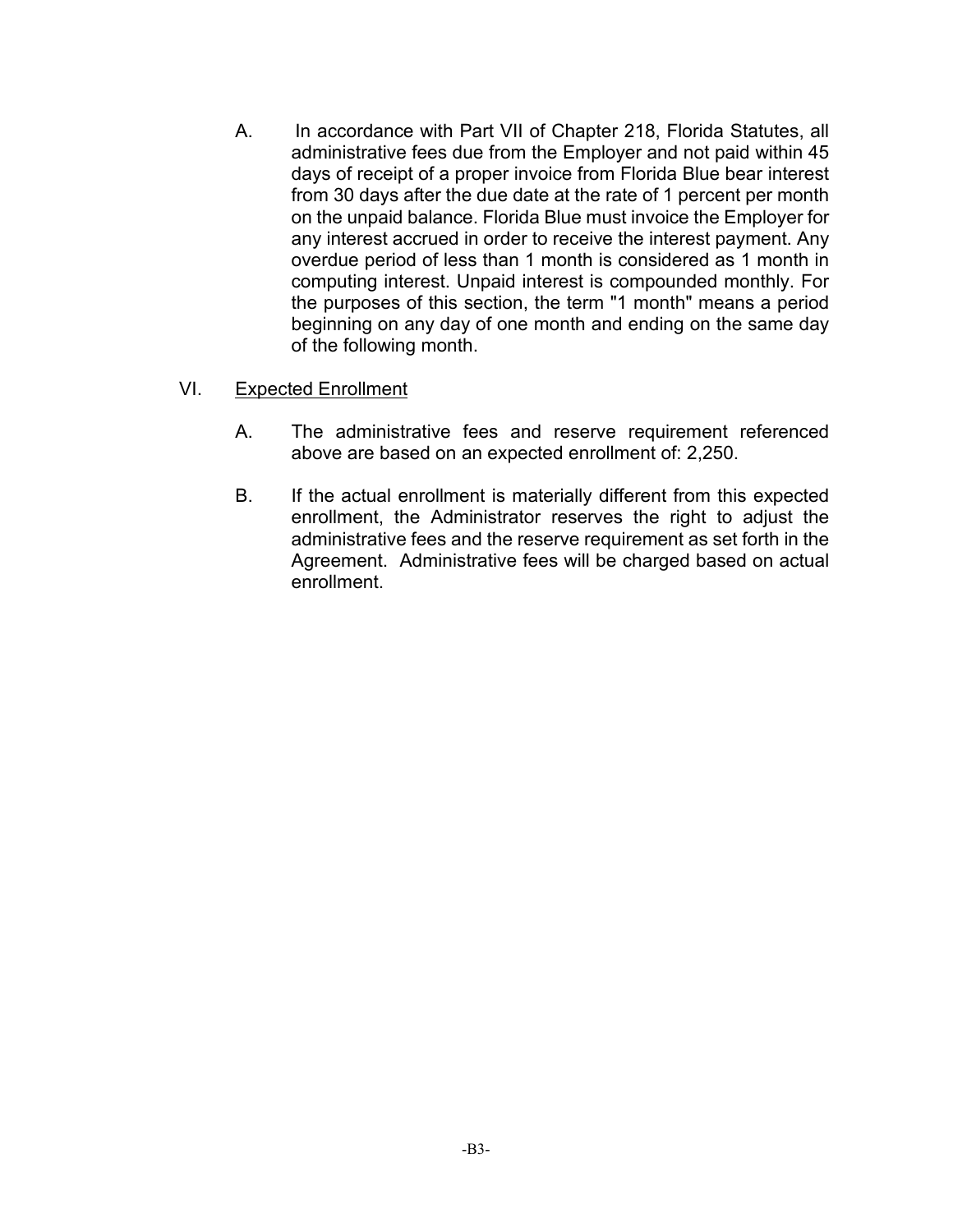A. In accordance with Part VII of Chapter 218, Florida Statutes, all administrative fees due from the Employer and not paid within 45 days of receipt of a proper invoice from Florida Blue bear interest from 30 days after the due date at the rate of 1 percent per month on the unpaid balance. Florida Blue must invoice the Employer for any interest accrued in order to receive the interest payment. Any overdue period of less than 1 month is considered as 1 month in computing interest. Unpaid interest is compounded monthly. For the purposes of this section, the term "1 month" means a period beginning on any day of one month and ending on the same day of the following month.

VI. <u>Expected Enrollment</u>

A. The administrative fees and reserve requirement referenced above are based on an expected enrollment of: 2,250.

B. If the actual enrollment is materially different from this expected enrollment, the Administrator reserves the right to adjust the administrative fees and the reserve requirement as set forth in the Agreement. Administrative fees will be charged based on actual enrollment.